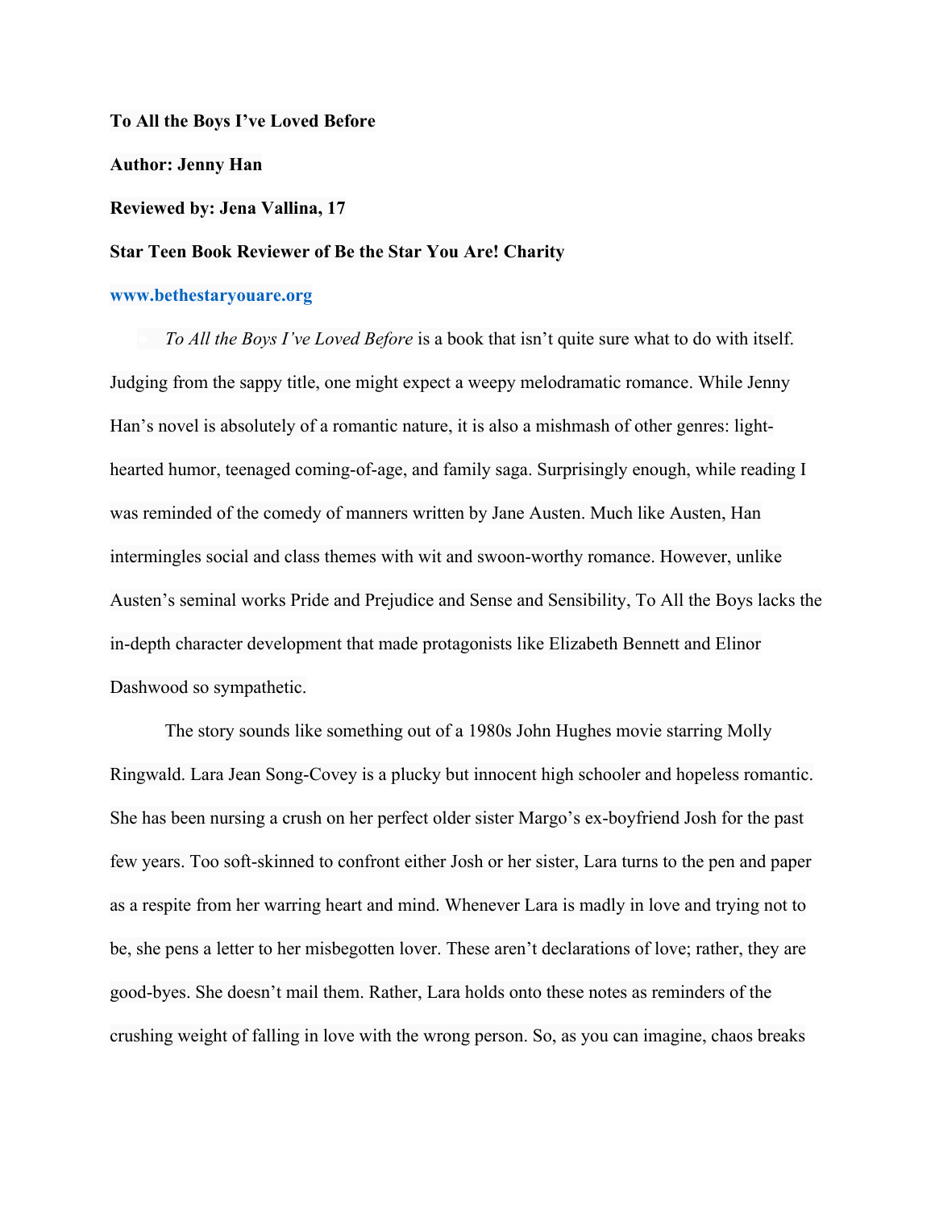**To All the Boys I've Loved Before**

**Author: Jenny Han**

**Reviewed by: Jena Vallina, 17**

**Star Teen Book Reviewer of Be the Star You Are! Charity**

**www.bethestaryouare.org**

*To All the Boys I've Loved Before* is a book that isn't quite sure what to do with itself. Judging from the sappy title, one might expect a weepy melodramatic romance. While Jenny Han's novel is absolutely of a romantic nature, it is also a mishmash of other genres: light-hearted humor, teenaged coming-of-age, and family saga. Surprisingly enough, while reading I was reminded of the comedy of manners written by Jane Austen. Much like Austen, Han intermingles social and class themes with wit and swoon-worthy romance. However, unlike Austen's seminal works Pride and Prejudice and Sense and Sensibility, To All the Boys lacks the in-depth character development that made protagonists like Elizabeth Bennett and Elinor Dashwood so sympathetic.

The story sounds like something out of a 1980s John Hughes movie starring Molly Ringwald. Lara Jean Song-Covey is a plucky but innocent high schooler and hopeless romantic. She has been nursing a crush on her perfect older sister Margo's ex-boyfriend Josh for the past few years. Too soft-skinned to confront either Josh or her sister, Lara turns to the pen and paper as a respite from her warring heart and mind. Whenever Lara is madly in love and trying not to be, she pens a letter to her misbegotten lover. These aren't declarations of love; rather, they are good-byes. She doesn't mail them. Rather, Lara holds onto these notes as reminders of the crushing weight of falling in love with the wrong person. So, as you can imagine, chaos breaks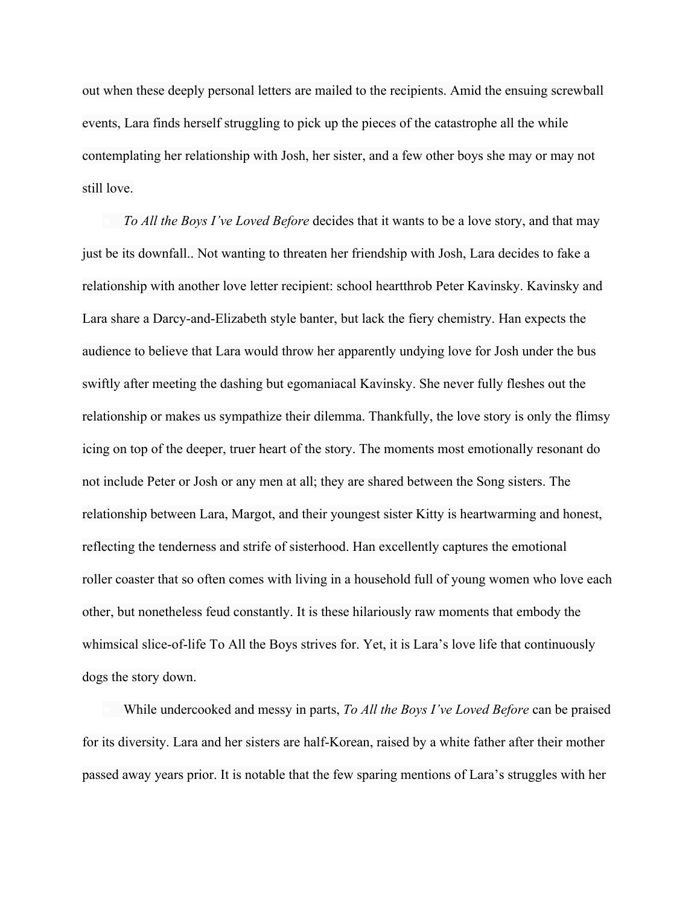out when these deeply personal letters are mailed to the recipients. Amid the ensuing screwball events, Lara finds herself struggling to pick up the pieces of the catastrophe all the while contemplating her relationship with Josh, her sister, and a few other boys she may or may not still love.

*To All the Boys I've Loved Before* decides that it wants to be a love story, and that may just be its downfall.. Not wanting to threaten her friendship with Josh, Lara decides to fake a relationship with another love letter recipient: school heartthrob Peter Kavinsky. Kavinsky and Lara share a Darcy-and-Elizabeth style banter, but lack the fiery chemistry. Han expects the audience to believe that Lara would throw her apparently undying love for Josh under the bus swiftly after meeting the dashing but egomaniacal Kavinsky. She never fully fleshes out the relationship or makes us sympathize their dilemma. Thankfully, the love story is only the flimsy icing on top of the deeper, truer heart of the story. The moments most emotionally resonant do not include Peter or Josh or any men at all; they are shared between the Song sisters. The relationship between Lara, Margot, and their youngest sister Kitty is heartwarming and honest, reflecting the tenderness and strife of sisterhood. Han excellently captures the emotional roller coaster that so often comes with living in a household full of young women who love each other, but nonetheless feud constantly. It is these hilariously raw moments that embody the whimsical slice-of-life To All the Boys strives for. Yet, it is Lara's love life that continuously dogs the story down.

While undercooked and messy in parts, *To All the Boys I've Loved Before* can be praised for its diversity. Lara and her sisters are half-Korean, raised by a white father after their mother passed away years prior. It is notable that the few sparing mentions of Lara's struggles with her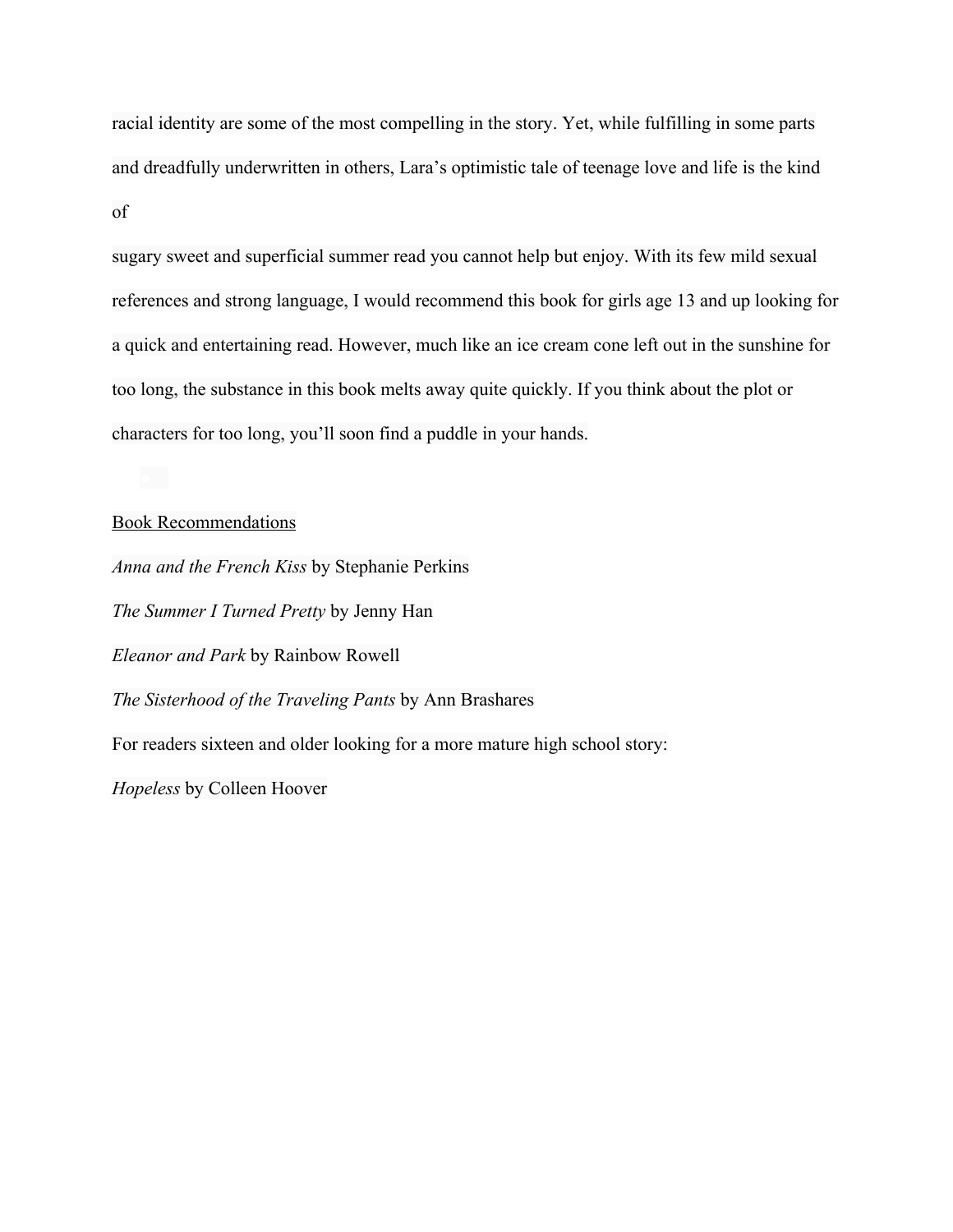racial identity are some of the most compelling in the story. Yet, while fulfilling in some parts and dreadfully underwritten in others, Lara's optimistic tale of teenage love and life is the kind of sugary sweet and superficial summer read you cannot help but enjoy. With its few mild sexual references and strong language, I would recommend this book for girls age 13 and up looking for a quick and entertaining read. However, much like an ice cream cone left out in the sunshine for too long, the substance in this book melts away quite quickly. If you think about the plot or characters for too long, you'll soon find a puddle in your hands.

<u>Book Recommendations</u>

*Anna and the French Kiss* by Stephanie Perkins

*The Summer I Turned Pretty* by Jenny Han

*Eleanor and Park* by Rainbow Rowell

*The Sisterhood of the Traveling Pants* by Ann Brashares

For readers sixteen and older looking for a more mature high school story:

*Hopeless* by Colleen Hoover